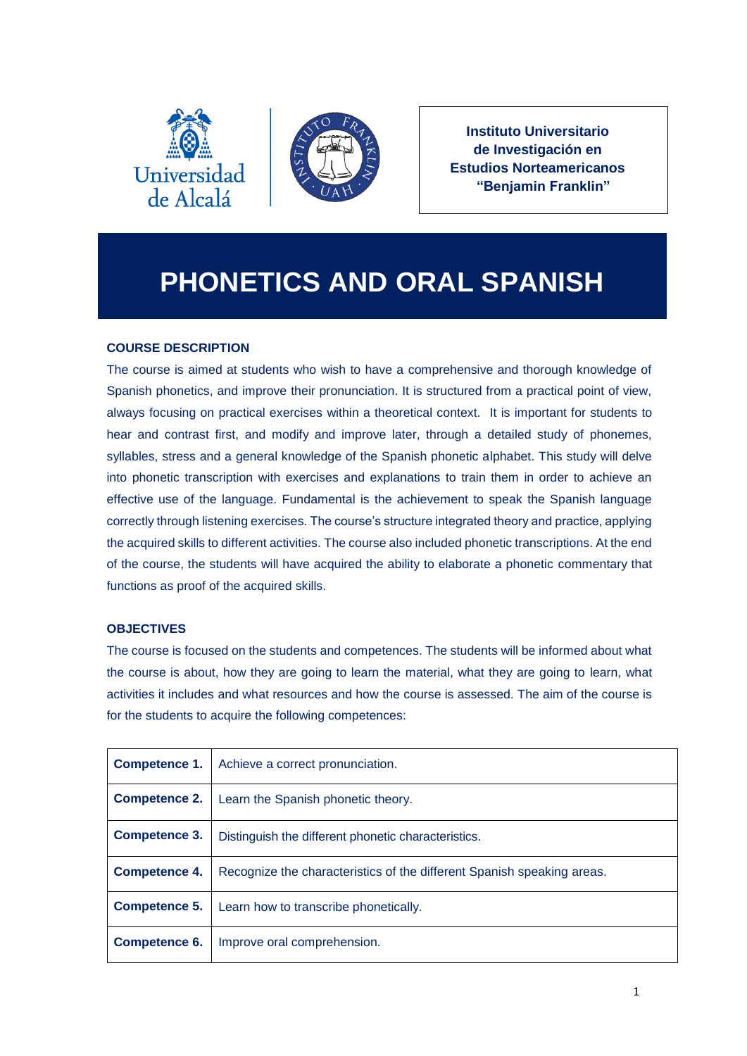Universidad de Alcalá

**Instituto Universitario de Investigación en Estudios Norteamericanos "Benjamin Franklin"**

# PHONETICS AND ORAL SPANISH

## COURSE DESCRIPTION

The course is aimed at students who wish to have a comprehensive and thorough knowledge of Spanish phonetics, and improve their pronunciation. It is structured from a practical point of view, always focusing on practical exercises within a theoretical context. It is important for students to hear and contrast first, and modify and improve later, through a detailed study of phonemes, syllables, stress and a general knowledge of the Spanish phonetic alphabet. This study will delve into phonetic transcription with exercises and explanations to train them in order to achieve an effective use of the language. Fundamental is the achievement to speak the Spanish language correctly through listening exercises. The course's structure integrated theory and practice, applying the acquired skills to different activities. The course also included phonetic transcriptions. At the end of the course, the students will have acquired the ability to elaborate a phonetic commentary that functions as proof of the acquired skills.

## OBJECTIVES

The course is focused on the students and competences. The students will be informed about what the course is about, how they are going to learn the material, what they are going to learn, what activities it includes and what resources and how the course is assessed. The aim of the course is for the students to acquire the following competences:

| | |
|---|---|
| **Competence 1.** | Achieve a correct pronunciation. |
| **Competence 2.** | Learn the Spanish phonetic theory. |
| **Competence 3.** | Distinguish the different phonetic characteristics. |
| **Competence 4.** | Recognize the characteristics of the different Spanish speaking areas. |
| **Competence 5.** | Learn how to transcribe phonetically. |
| **Competence 6.** | Improve oral comprehension. |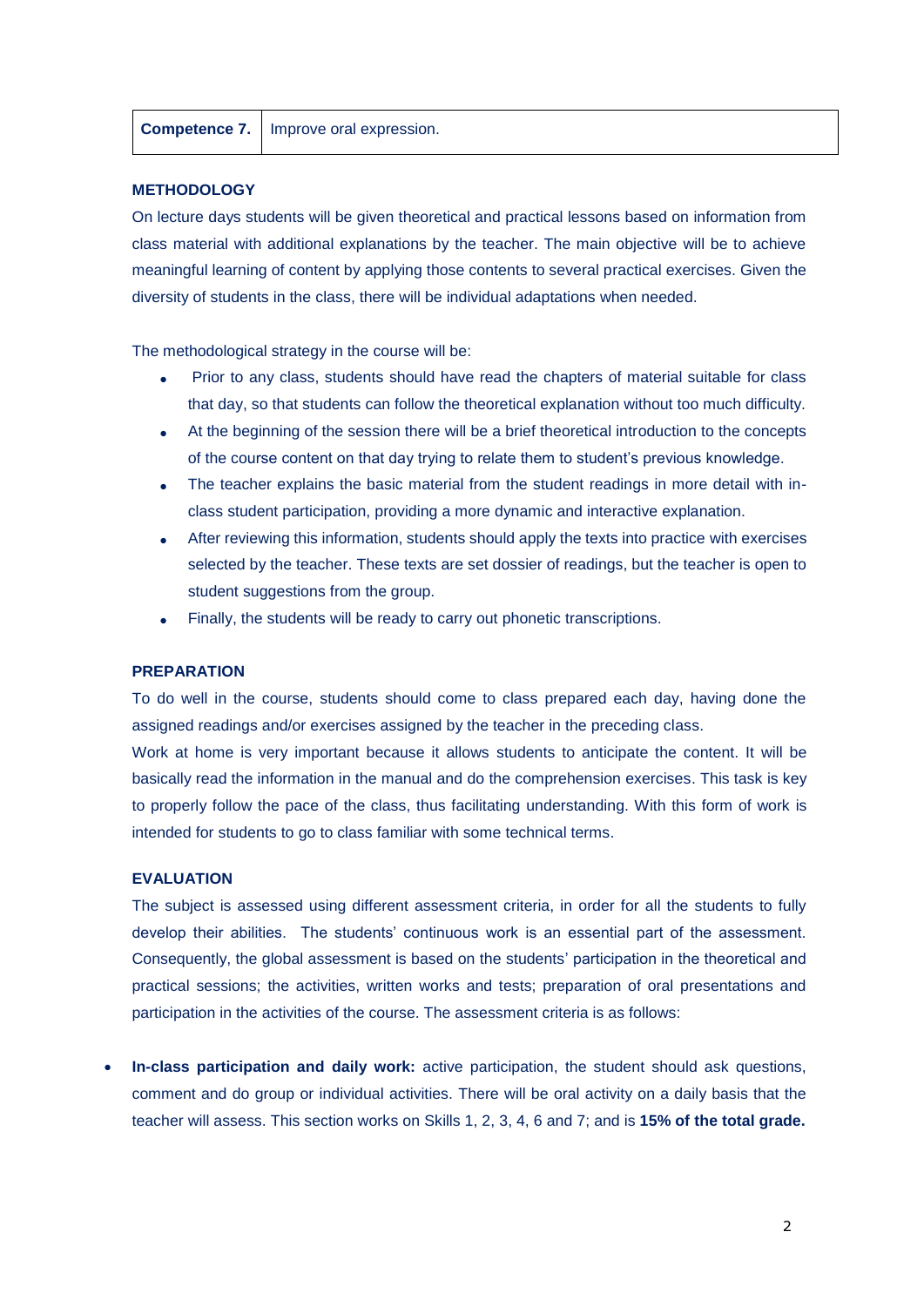| **Competence 7.** | Improve oral expression. |
|---|---|

### METHODOLOGY

On lecture days students will be given theoretical and practical lessons based on information from class material with additional explanations by the teacher. The main objective will be to achieve meaningful learning of content by applying those contents to several practical exercises. Given the diversity of students in the class, there will be individual adaptations when needed.

The methodological strategy in the course will be:

- Prior to any class, students should have read the chapters of material suitable for class that day, so that students can follow the theoretical explanation without too much difficulty.
- At the beginning of the session there will be a brief theoretical introduction to the concepts of the course content on that day trying to relate them to student's previous knowledge.
- The teacher explains the basic material from the student readings in more detail with in-class student participation, providing a more dynamic and interactive explanation.
- After reviewing this information, students should apply the texts into practice with exercises selected by the teacher. These texts are set dossier of readings, but the teacher is open to student suggestions from the group.
- Finally, the students will be ready to carry out phonetic transcriptions.

### PREPARATION

To do well in the course, students should come to class prepared each day, having done the assigned readings and/or exercises assigned by the teacher in the preceding class.

Work at home is very important because it allows students to anticipate the content. It will be basically read the information in the manual and do the comprehension exercises. This task is key to properly follow the pace of the class, thus facilitating understanding. With this form of work is intended for students to go to class familiar with some technical terms.

### EVALUATION

The subject is assessed using different assessment criteria, in order for all the students to fully develop their abilities. The students' continuous work is an essential part of the assessment. Consequently, the global assessment is based on the students' participation in the theoretical and practical sessions; the activities, written works and tests; preparation of oral presentations and participation in the activities of the course. The assessment criteria is as follows:

- **In-class participation and daily work:** active participation, the student should ask questions, comment and do group or individual activities. There will be oral activity on a daily basis that the teacher will assess. This section works on Skills 1, 2, 3, 4, 6 and 7; and is **15% of the total grade.**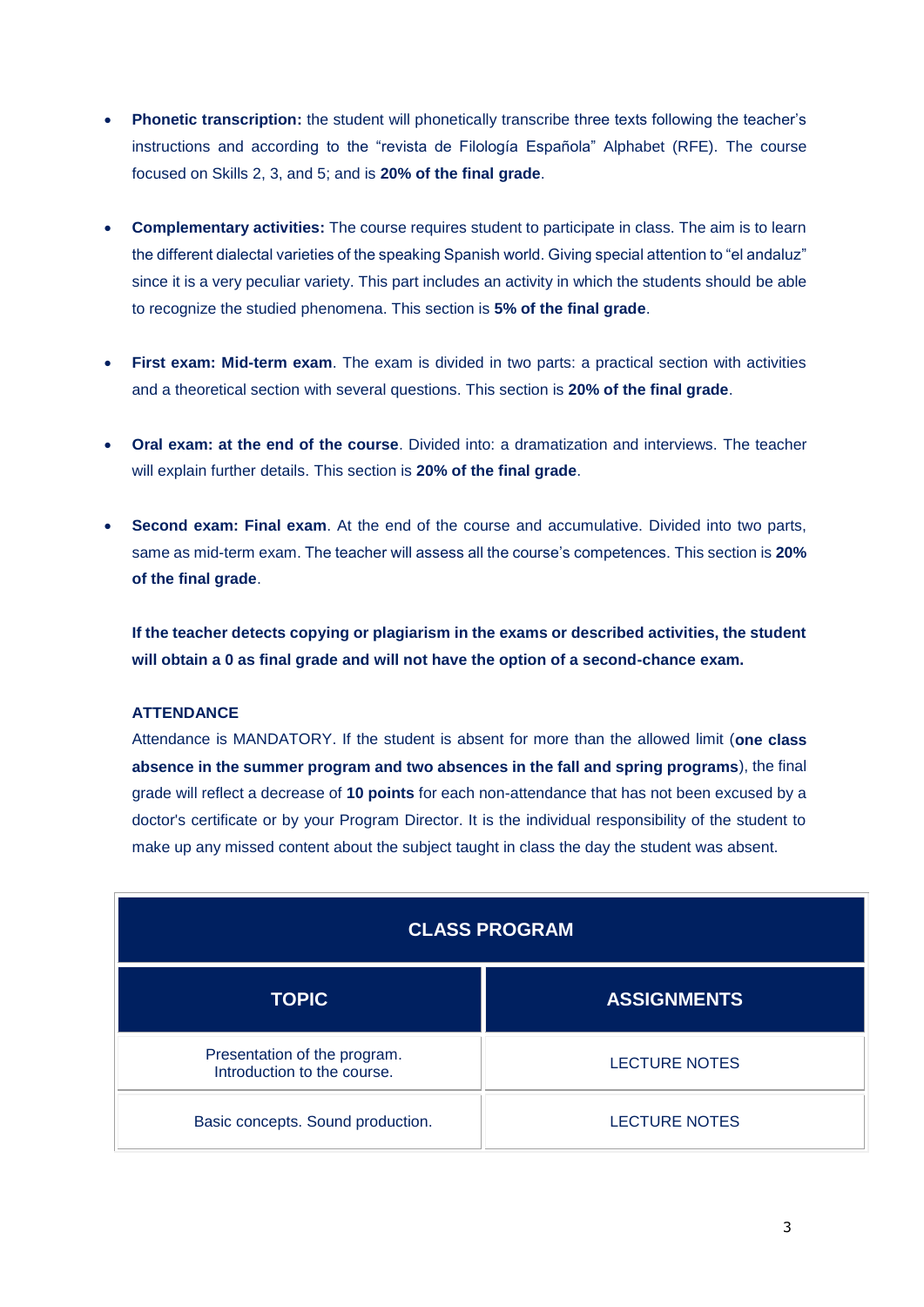- **Phonetic transcription:** the student will phonetically transcribe three texts following the teacher's instructions and according to the "revista de Filología Española" Alphabet (RFE). The course focused on Skills 2, 3, and 5; and is **20% of the final grade**.

- **Complementary activities:** The course requires student to participate in class. The aim is to learn the different dialectal varieties of the speaking Spanish world. Giving special attention to "el andaluz" since it is a very peculiar variety. This part includes an activity in which the students should be able to recognize the studied phenomena. This section is **5% of the final grade**.

- **First exam: Mid-term exam**. The exam is divided in two parts: a practical section with activities and a theoretical section with several questions. This section is **20% of the final grade**.

- **Oral exam: at the end of the course**. Divided into: a dramatization and interviews. The teacher will explain further details. This section is **20% of the final grade**.

- **Second exam: Final exam**. At the end of the course and accumulative. Divided into two parts, same as mid-term exam. The teacher will assess all the course's competences. This section is **20% of the final grade**.

**If the teacher detects copying or plagiarism in the exams or described activities, the student will obtain a 0 as final grade and will not have the option of a second-chance exam.**

**ATTENDANCE**

Attendance is MANDATORY. If the student is absent for more than the allowed limit (**one class absence in the summer program and two absences in the fall and spring programs**), the final grade will reflect a decrease of **10 points** for each non-attendance that has not been excused by a doctor's certificate or by your Program Director. It is the individual responsibility of the student to make up any missed content about the subject taught in class the day the student was absent.

| CLASS PROGRAM | |
|---|---|
| **TOPIC** | **ASSIGNMENTS** |
| Presentation of the program. Introduction to the course. | LECTURE NOTES |
| Basic concepts. Sound production. | LECTURE NOTES |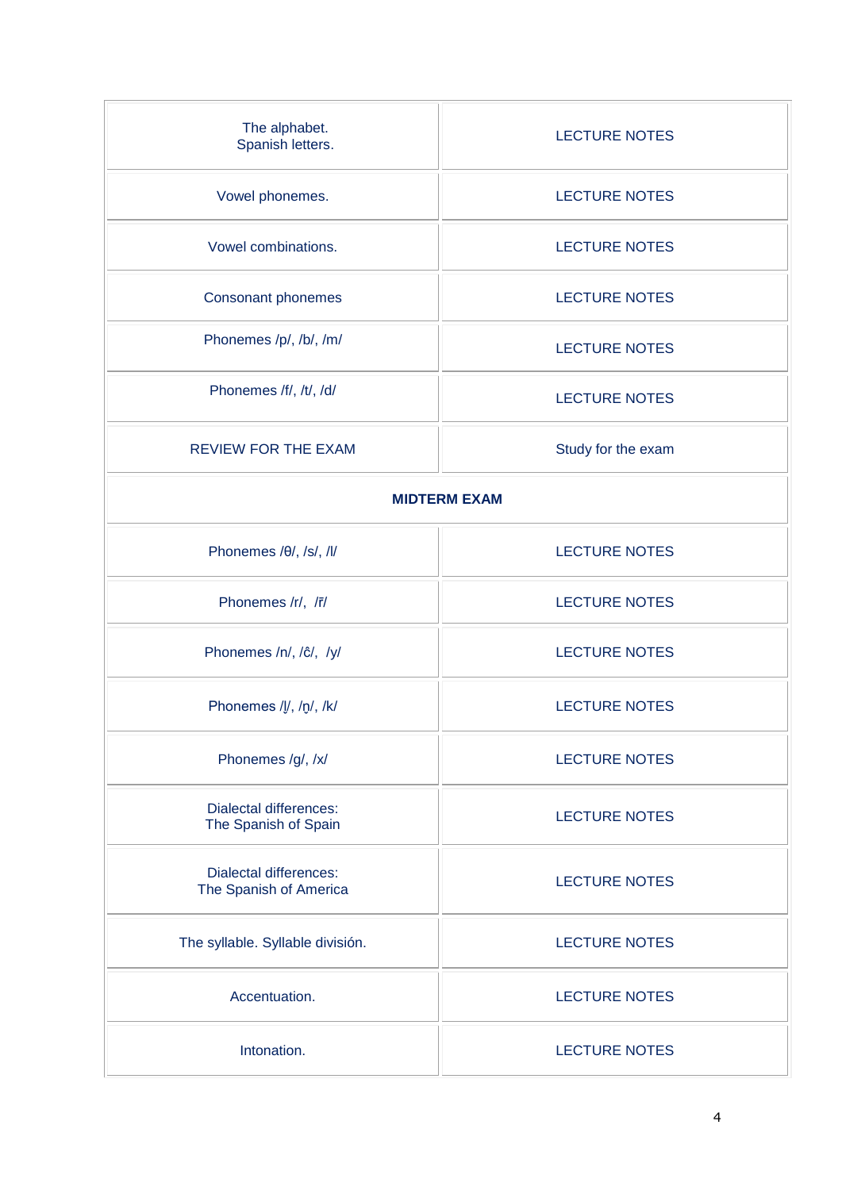| | |
|---|---|
| The alphabet.<br>Spanish letters. | LECTURE NOTES |
| Vowel phonemes. | LECTURE NOTES |
| Vowel combinations. | LECTURE NOTES |
| Consonant phonemes | LECTURE NOTES |
| Phonemes /p/, /b/, /m/ | LECTURE NOTES |
| Phonemes /f/, /t/, /d/ | LECTURE NOTES |
| REVIEW FOR THE EXAM | Study for the exam |
| **MIDTERM EXAM** | |
| Phonemes /θ/, /s/, /l/ | LECTURE NOTES |
| Phonemes /r/, /r̄/ | LECTURE NOTES |
| Phonemes /n/, /ĉ/, /y/ | LECTURE NOTES |
| Phonemes /l̮/, /n̮/, /k/ | LECTURE NOTES |
| Phonemes /g/, /x/ | LECTURE NOTES |
| Dialectal differences:<br>The Spanish of Spain | LECTURE NOTES |
| Dialectal differences:<br>The Spanish of America | LECTURE NOTES |
| The syllable. Syllable división. | LECTURE NOTES |
| Accentuation. | LECTURE NOTES |
| Intonation. | LECTURE NOTES |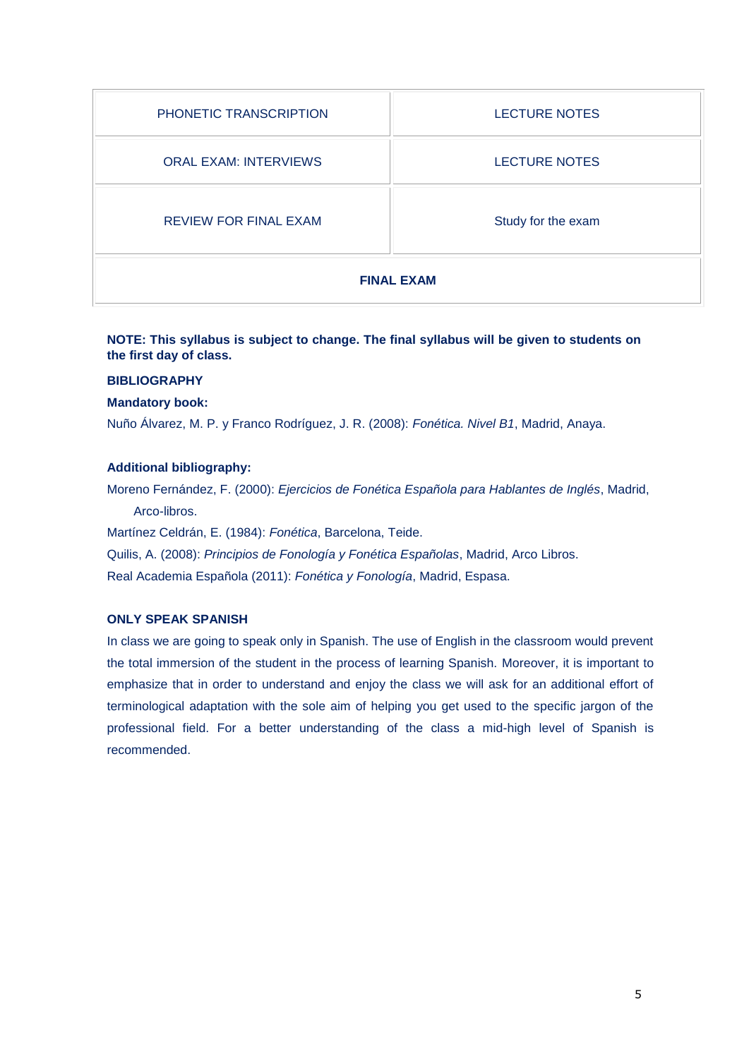| | |
|---|---|
| PHONETIC TRANSCRIPTION | LECTURE NOTES |
| ORAL EXAM: INTERVIEWS | LECTURE NOTES |
| REVIEW FOR FINAL EXAM | Study for the exam |
| **FINAL EXAM** | |

**NOTE: This syllabus is subject to change. The final syllabus will be given to students on the first day of class.**

**BIBLIOGRAPHY**

**Mandatory book:**

Nuño Álvarez, M. P. y Franco Rodríguez, J. R. (2008): *Fonética. Nivel B1*, Madrid, Anaya.

**Additional bibliography:**

Moreno Fernández, F. (2000): *Ejercicios de Fonética Española para Hablantes de Inglés*, Madrid, Arco-libros.

Martínez Celdrán, E. (1984): *Fonética*, Barcelona, Teide.

Quilis, A. (2008): *Principios de Fonología y Fonética Españolas*, Madrid, Arco Libros.

Real Academia Española (2011): *Fonética y Fonología*, Madrid, Espasa.

**ONLY SPEAK SPANISH**

In class we are going to speak only in Spanish. The use of English in the classroom would prevent the total immersion of the student in the process of learning Spanish. Moreover, it is important to emphasize that in order to understand and enjoy the class we will ask for an additional effort of terminological adaptation with the sole aim of helping you get used to the specific jargon of the professional field. For a better understanding of the class a mid-high level of Spanish is recommended.